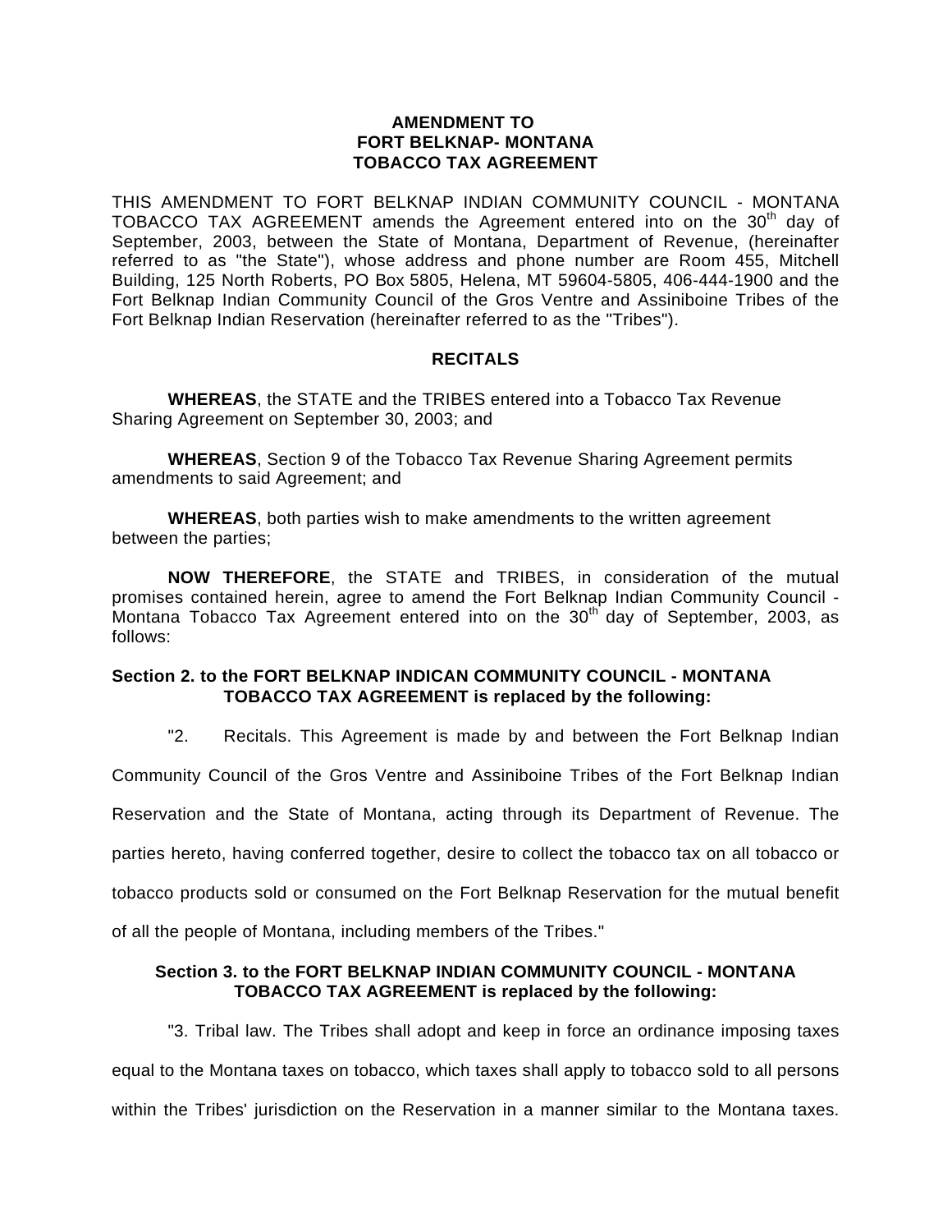**AMENDMENT TO**
**FORT BELKNAP- MONTANA**
**TOBACCO TAX AGREEMENT**

THIS AMENDMENT TO FORT BELKNAP INDIAN COMMUNITY COUNCIL - MONTANA TOBACCO TAX AGREEMENT amends the Agreement entered into on the 30th day of September, 2003, between the State of Montana, Department of Revenue, (hereinafter referred to as "the State"), whose address and phone number are Room 455, Mitchell Building, 125 North Roberts, PO Box 5805, Helena, MT 59604-5805, 406-444-1900 and the Fort Belknap Indian Community Council of the Gros Ventre and Assiniboine Tribes of the Fort Belknap Indian Reservation (hereinafter referred to as the "Tribes").

**RECITALS**

**WHEREAS**, the STATE and the TRIBES entered into a Tobacco Tax Revenue Sharing Agreement on September 30, 2003; and

**WHEREAS**, Section 9 of the Tobacco Tax Revenue Sharing Agreement permits amendments to said Agreement; and

**WHEREAS**, both parties wish to make amendments to the written agreement between the parties;

**NOW THEREFORE**, the STATE and TRIBES, in consideration of the mutual promises contained herein, agree to amend the Fort Belknap Indian Community Council - Montana Tobacco Tax Agreement entered into on the 30th day of September, 2003, as follows:

**Section 2. to the FORT BELKNAP INDICAN COMMUNITY COUNCIL - MONTANA TOBACCO TAX AGREEMENT is replaced by the following:**

"2. Recitals. This Agreement is made by and between the Fort Belknap Indian Community Council of the Gros Ventre and Assiniboine Tribes of the Fort Belknap Indian Reservation and the State of Montana, acting through its Department of Revenue. The parties hereto, having conferred together, desire to collect the tobacco tax on all tobacco or tobacco products sold or consumed on the Fort Belknap Reservation for the mutual benefit of all the people of Montana, including members of the Tribes."

**Section 3. to the FORT BELKNAP INDIAN COMMUNITY COUNCIL - MONTANA TOBACCO TAX AGREEMENT is replaced by the following:**

"3. Tribal law. The Tribes shall adopt and keep in force an ordinance imposing taxes equal to the Montana taxes on tobacco, which taxes shall apply to tobacco sold to all persons within the Tribes' jurisdiction on the Reservation in a manner similar to the Montana taxes.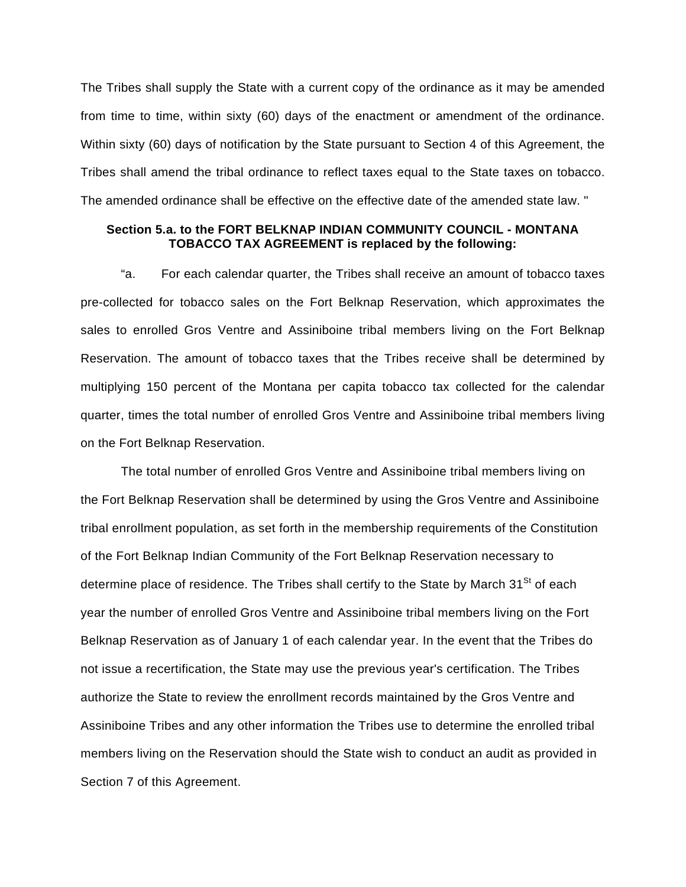The Tribes shall supply the State with a current copy of the ordinance as it may be amended from time to time, within sixty (60) days of the enactment or amendment of the ordinance. Within sixty (60) days of notification by the State pursuant to Section 4 of this Agreement, the Tribes shall amend the tribal ordinance to reflect taxes equal to the State taxes on tobacco. The amended ordinance shall be effective on the effective date of the amended state law. "

**Section 5.a. to the FORT BELKNAP INDIAN COMMUNITY COUNCIL - MONTANA TOBACCO TAX AGREEMENT is replaced by the following:**

"a. For each calendar quarter, the Tribes shall receive an amount of tobacco taxes pre-collected for tobacco sales on the Fort Belknap Reservation, which approximates the sales to enrolled Gros Ventre and Assiniboine tribal members living on the Fort Belknap Reservation. The amount of tobacco taxes that the Tribes receive shall be determined by multiplying 150 percent of the Montana per capita tobacco tax collected for the calendar quarter, times the total number of enrolled Gros Ventre and Assiniboine tribal members living on the Fort Belknap Reservation.

The total number of enrolled Gros Ventre and Assiniboine tribal members living on the Fort Belknap Reservation shall be determined by using the Gros Ventre and Assiniboine tribal enrollment population, as set forth in the membership requirements of the Constitution of the Fort Belknap Indian Community of the Fort Belknap Reservation necessary to determine place of residence. The Tribes shall certify to the State by March 31st of each year the number of enrolled Gros Ventre and Assiniboine tribal members living on the Fort Belknap Reservation as of January 1 of each calendar year. In the event that the Tribes do not issue a recertification, the State may use the previous year's certification. The Tribes authorize the State to review the enrollment records maintained by the Gros Ventre and Assiniboine Tribes and any other information the Tribes use to determine the enrolled tribal members living on the Reservation should the State wish to conduct an audit as provided in Section 7 of this Agreement.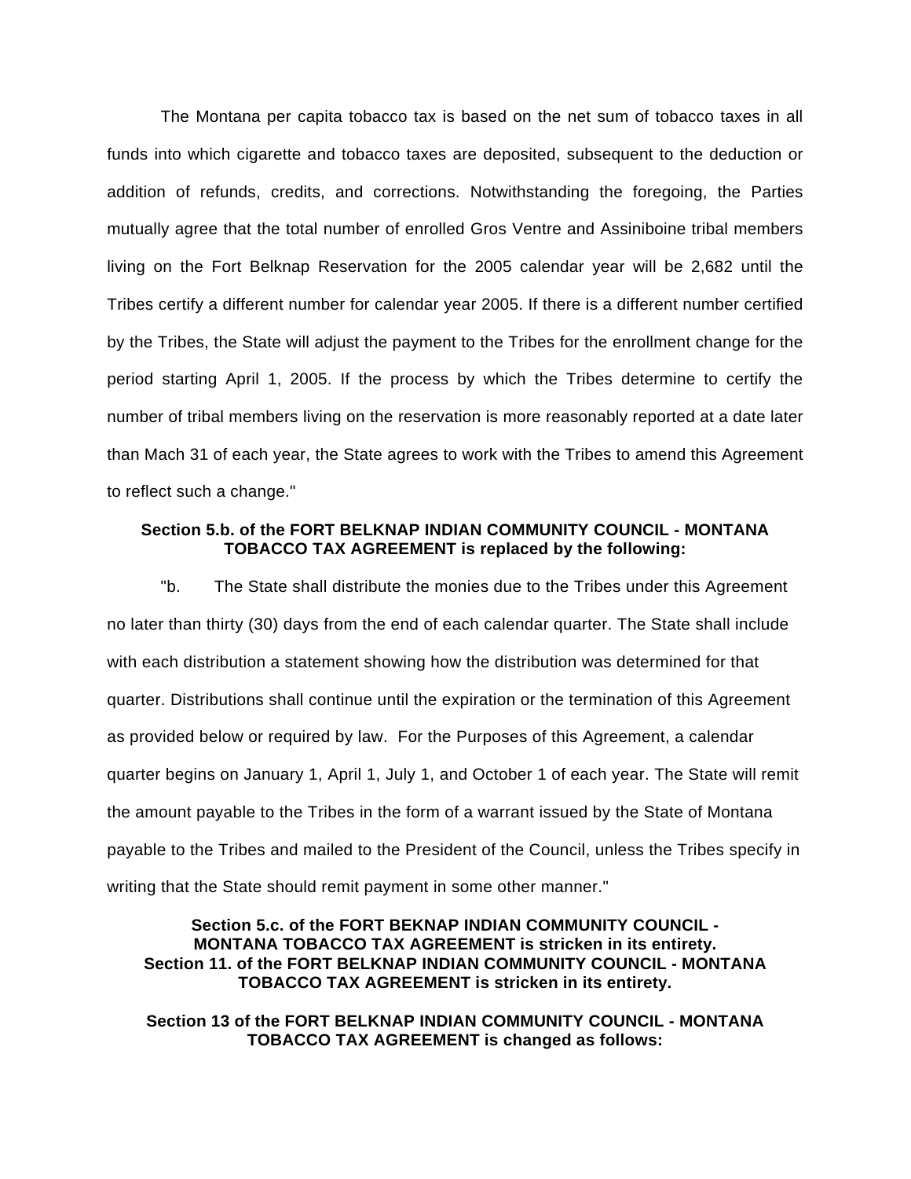The Montana per capita tobacco tax is based on the net sum of tobacco taxes in all funds into which cigarette and tobacco taxes are deposited, subsequent to the deduction or addition of refunds, credits, and corrections. Notwithstanding the foregoing, the Parties mutually agree that the total number of enrolled Gros Ventre and Assiniboine tribal members living on the Fort Belknap Reservation for the 2005 calendar year will be 2,682 until the Tribes certify a different number for calendar year 2005. If there is a different number certified by the Tribes, the State will adjust the payment to the Tribes for the enrollment change for the period starting April 1, 2005. If the process by which the Tribes determine to certify the number of tribal members living on the reservation is more reasonably reported at a date later than Mach 31 of each year, the State agrees to work with the Tribes to amend this Agreement to reflect such a change."

**Section 5.b. of the FORT BELKNAP INDIAN COMMUNITY COUNCIL - MONTANA TOBACCO TAX AGREEMENT is replaced by the following:**

"b. The State shall distribute the monies due to the Tribes under this Agreement no later than thirty (30) days from the end of each calendar quarter. The State shall include with each distribution a statement showing how the distribution was determined for that quarter. Distributions shall continue until the expiration or the termination of this Agreement as provided below or required by law. For the Purposes of this Agreement, a calendar quarter begins on January 1, April 1, July 1, and October 1 of each year. The State will remit the amount payable to the Tribes in the form of a warrant issued by the State of Montana payable to the Tribes and mailed to the President of the Council, unless the Tribes specify in writing that the State should remit payment in some other manner."

**Section 5.c. of the FORT BEKNAP INDIAN COMMUNITY COUNCIL - MONTANA TOBACCO TAX AGREEMENT is stricken in its entirety.**
**Section 11. of the FORT BELKNAP INDIAN COMMUNITY COUNCIL - MONTANA TOBACCO TAX AGREEMENT is stricken in its entirety.**

**Section 13 of the FORT BELKNAP INDIAN COMMUNITY COUNCIL - MONTANA TOBACCO TAX AGREEMENT is changed as follows:**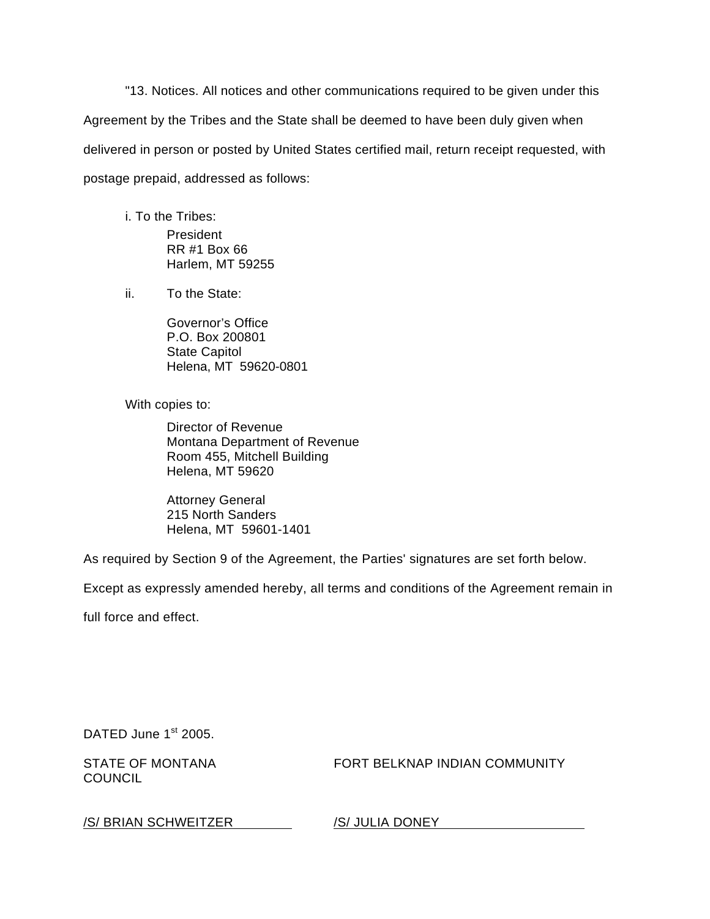"13. Notices. All notices and other communications required to be given under this Agreement by the Tribes and the State shall be deemed to have been duly given when delivered in person or posted by United States certified mail, return receipt requested, with postage prepaid, addressed as follows:

i. To the Tribes:

President
RR #1 Box 66
Harlem, MT 59255

ii. To the State:

Governor's Office
P.O. Box 200801
State Capitol
Helena, MT 59620-0801

With copies to:

Director of Revenue
Montana Department of Revenue
Room 455, Mitchell Building
Helena, MT 59620

Attorney General
215 North Sanders
Helena, MT 59601-1401

As required by Section 9 of the Agreement, the Parties' signatures are set forth below. Except as expressly amended hereby, all terms and conditions of the Agreement remain in full force and effect.

DATED June 1st 2005.

STATE OF MONTANA

/S/ BRIAN SCHWEITZER

FORT BELKNAP INDIAN COMMUNITY COUNCIL

/S/ JULIA DONEY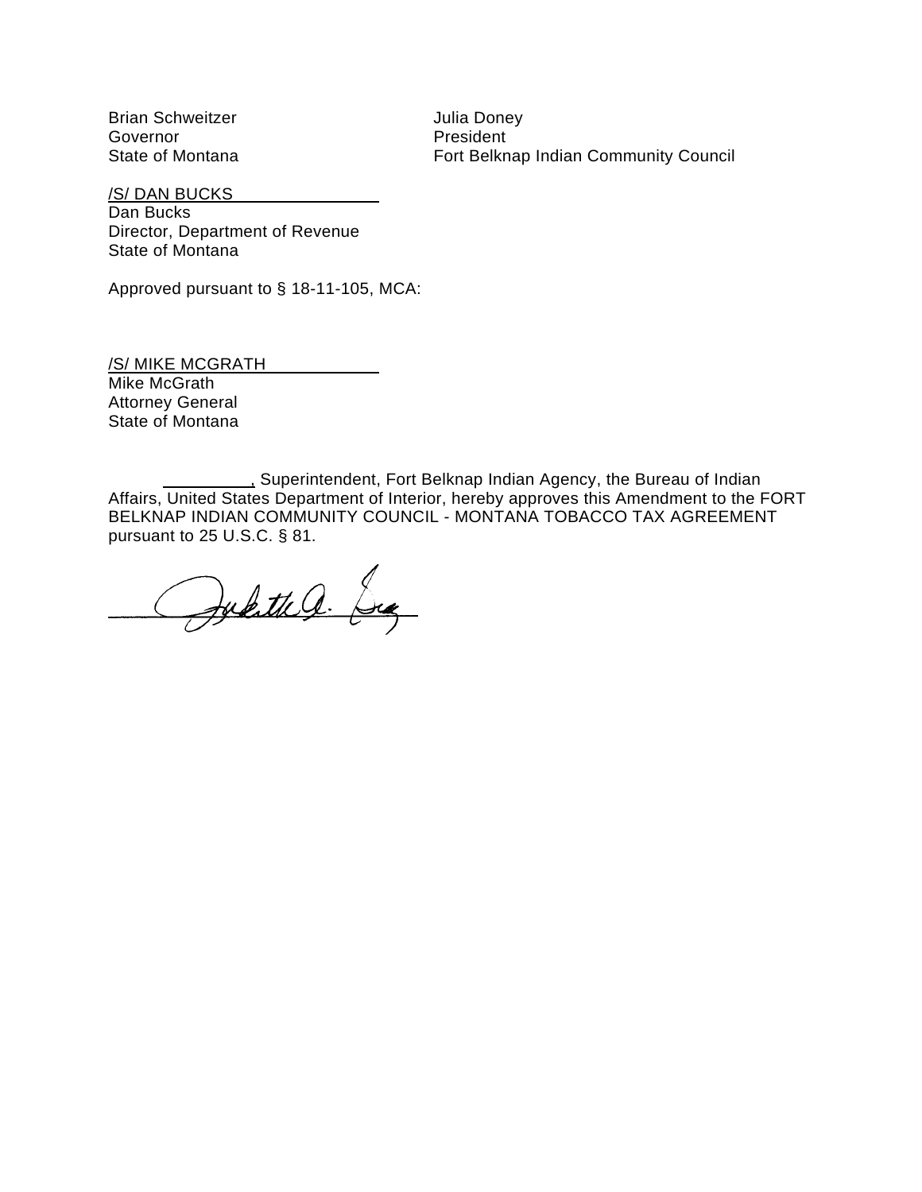Brian Schweitzer
Governor
State of Montana

Julia Doney
President
Fort Belknap Indian Community Council

/S/ DAN BUCKS
Dan Bucks
Director, Department of Revenue
State of Montana

Approved pursuant to § 18-11-105, MCA:

/S/ MIKE MCGRATH
Mike McGrath
Attorney General
State of Montana

__________, Superintendent, Fort Belknap Indian Agency, the Bureau of Indian Affairs, United States Department of Interior, hereby approves this Amendment to the FORT BELKNAP INDIAN COMMUNITY COUNCIL - MONTANA TOBACCO TAX AGREEMENT pursuant to 25 U.S.C. § 81.

______________________________